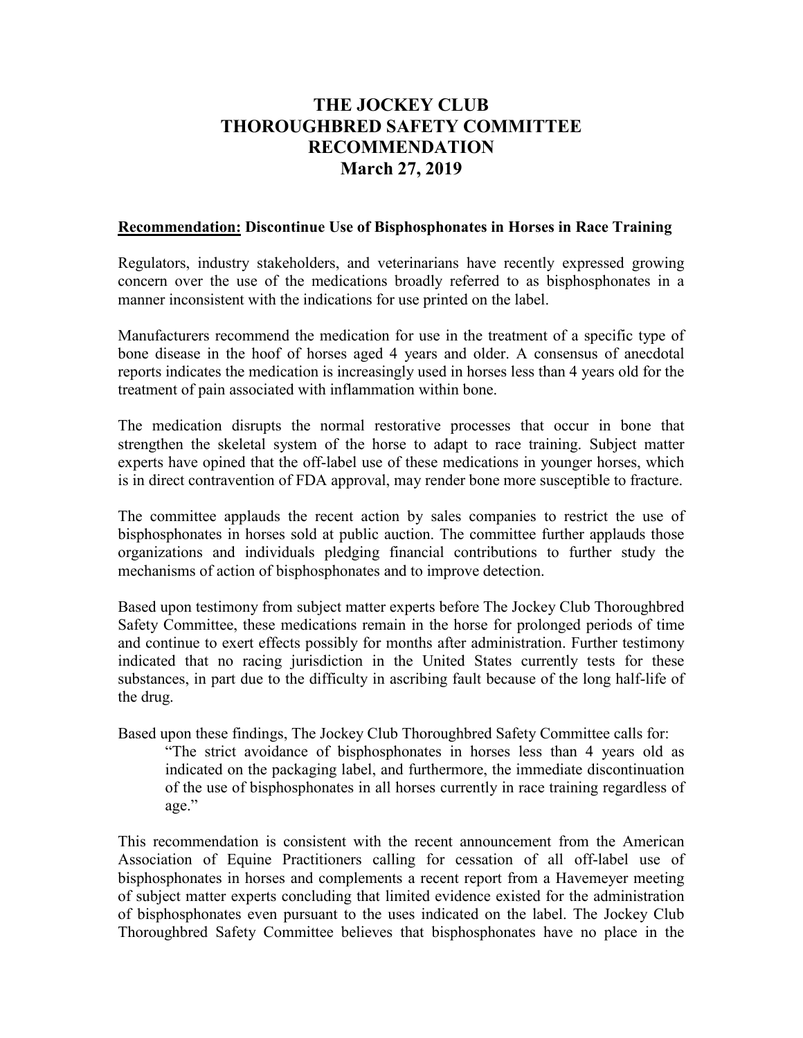# THE JOCKEY CLUB
# THOROUGHBRED SAFETY COMMITTEE
# RECOMMENDATION
# March 27, 2019

**Recommendation: Discontinue Use of Bisphosphonates in Horses in Race Training**

Regulators, industry stakeholders, and veterinarians have recently expressed growing concern over the use of the medications broadly referred to as bisphosphonates in a manner inconsistent with the indications for use printed on the label.

Manufacturers recommend the medication for use in the treatment of a specific type of bone disease in the hoof of horses aged 4 years and older. A consensus of anecdotal reports indicates the medication is increasingly used in horses less than 4 years old for the treatment of pain associated with inflammation within bone.

The medication disrupts the normal restorative processes that occur in bone that strengthen the skeletal system of the horse to adapt to race training. Subject matter experts have opined that the off-label use of these medications in younger horses, which is in direct contravention of FDA approval, may render bone more susceptible to fracture.

The committee applauds the recent action by sales companies to restrict the use of bisphosphonates in horses sold at public auction. The committee further applauds those organizations and individuals pledging financial contributions to further study the mechanisms of action of bisphosphonates and to improve detection.

Based upon testimony from subject matter experts before The Jockey Club Thoroughbred Safety Committee, these medications remain in the horse for prolonged periods of time and continue to exert effects possibly for months after administration. Further testimony indicated that no racing jurisdiction in the United States currently tests for these substances, in part due to the difficulty in ascribing fault because of the long half-life of the drug.

Based upon these findings, The Jockey Club Thoroughbred Safety Committee calls for:

> "The strict avoidance of bisphosphonates in horses less than 4 years old as indicated on the packaging label, and furthermore, the immediate discontinuation of the use of bisphosphonates in all horses currently in race training regardless of age."

This recommendation is consistent with the recent announcement from the American Association of Equine Practitioners calling for cessation of all off-label use of bisphosphonates in horses and complements a recent report from a Havemeyer meeting of subject matter experts concluding that limited evidence existed for the administration of bisphosphonates even pursuant to the uses indicated on the label. The Jockey Club Thoroughbred Safety Committee believes that bisphosphonates have no place in the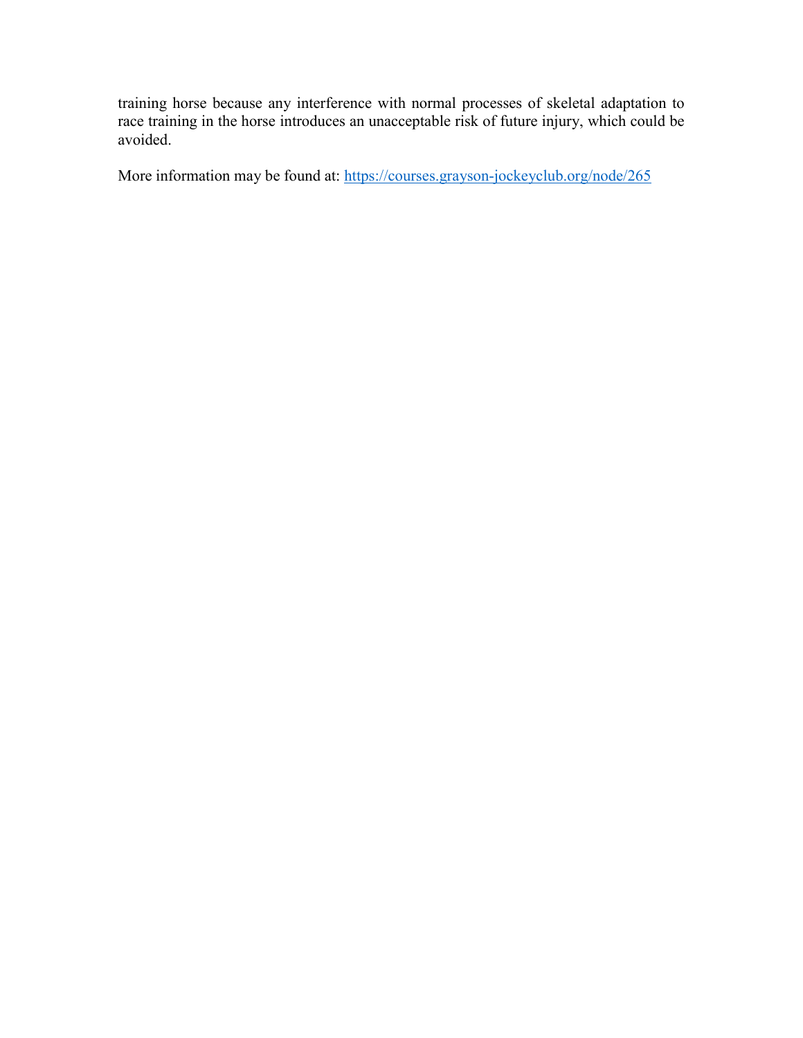training horse because any interference with normal processes of skeletal adaptation to race training in the horse introduces an unacceptable risk of future injury, which could be avoided.

More information may be found at: [https://courses.grayson-jockeyclub.org/node/265](https://courses.grayson-jockeyclub.org/node/265)